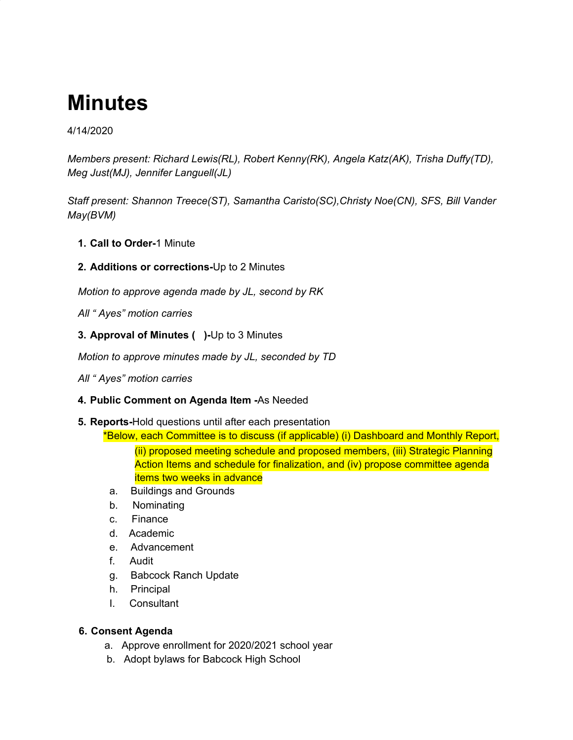# Minutes

4/14/2020

*Members present: Richard Lewis(RL), Robert Kenny(RK), Angela Katz(AK), Trisha Duffy(TD), Meg Just(MJ), Jennifer Languell(JL)*

*Staff present: Shannon Treece(ST), Samantha Caristo(SC),Christy Noe(CN), SFS, Bill Vander May(BVM)*

1. **Call to Order-**1 Minute

2. **Additions or corrections-**Up to 2 Minutes

   *Motion to approve agenda made by JL, second by RK*

   *All " Ayes" motion carries*

3. **Approval of Minutes (   )-**Up to 3 Minutes

   *Motion to approve minutes made by JL, seconded by TD*

   *All " Ayes" motion carries*

4. **Public Comment on Agenda Item -**As Needed

5. **Reports-**Hold questions until after each presentation

   *Below, each Committee is to discuss (if applicable) (i) Dashboard and Monthly Report, (ii) proposed meeting schedule and proposed members, (iii) Strategic Planning Action Items and schedule for finalization, and (iv) propose committee agenda items two weeks in advance

   a. Buildings and Grounds
   b. Nominating
   c. Finance
   d. Academic
   e. Advancement
   f. Audit
   g. Babcock Ranch Update
   h. Principal
   I. Consultant

6. **Consent Agenda**

   a. Approve enrollment for 2020/2021 school year
   b. Adopt bylaws for Babcock High School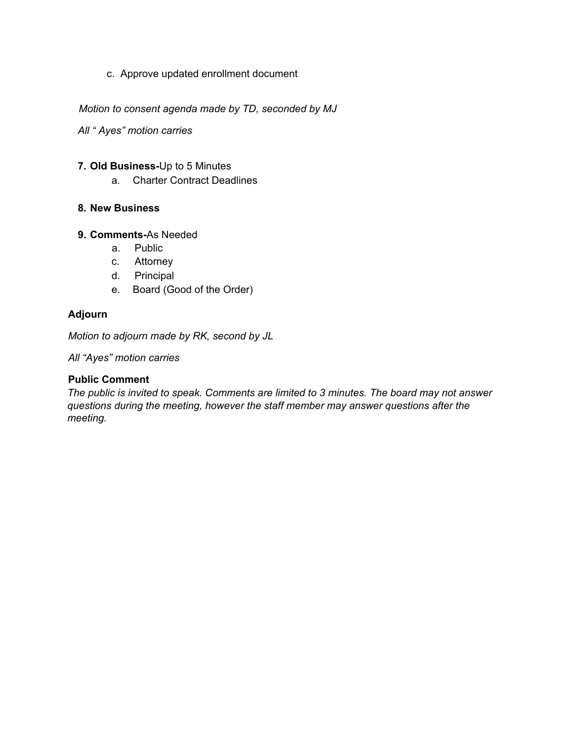c. Approve updated enrollment document

*Motion to consent agenda made by TD, seconded by MJ*

*All " Ayes" motion carries*

7. **Old Business-**Up to 5 Minutes
   a. Charter Contract Deadlines

8. **New Business**

9. **Comments-**As Needed
   a. Public
   c. Attorney
   d. Principal
   e. Board (Good of the Order)

**Adjourn**

*Motion to adjourn made by RK, second by JL*

*All "Ayes" motion carries*

**Public Comment**

*The public is invited to speak. Comments are limited to 3 minutes. The board may not answer questions during the meeting, however the staff member may answer questions after the meeting.*